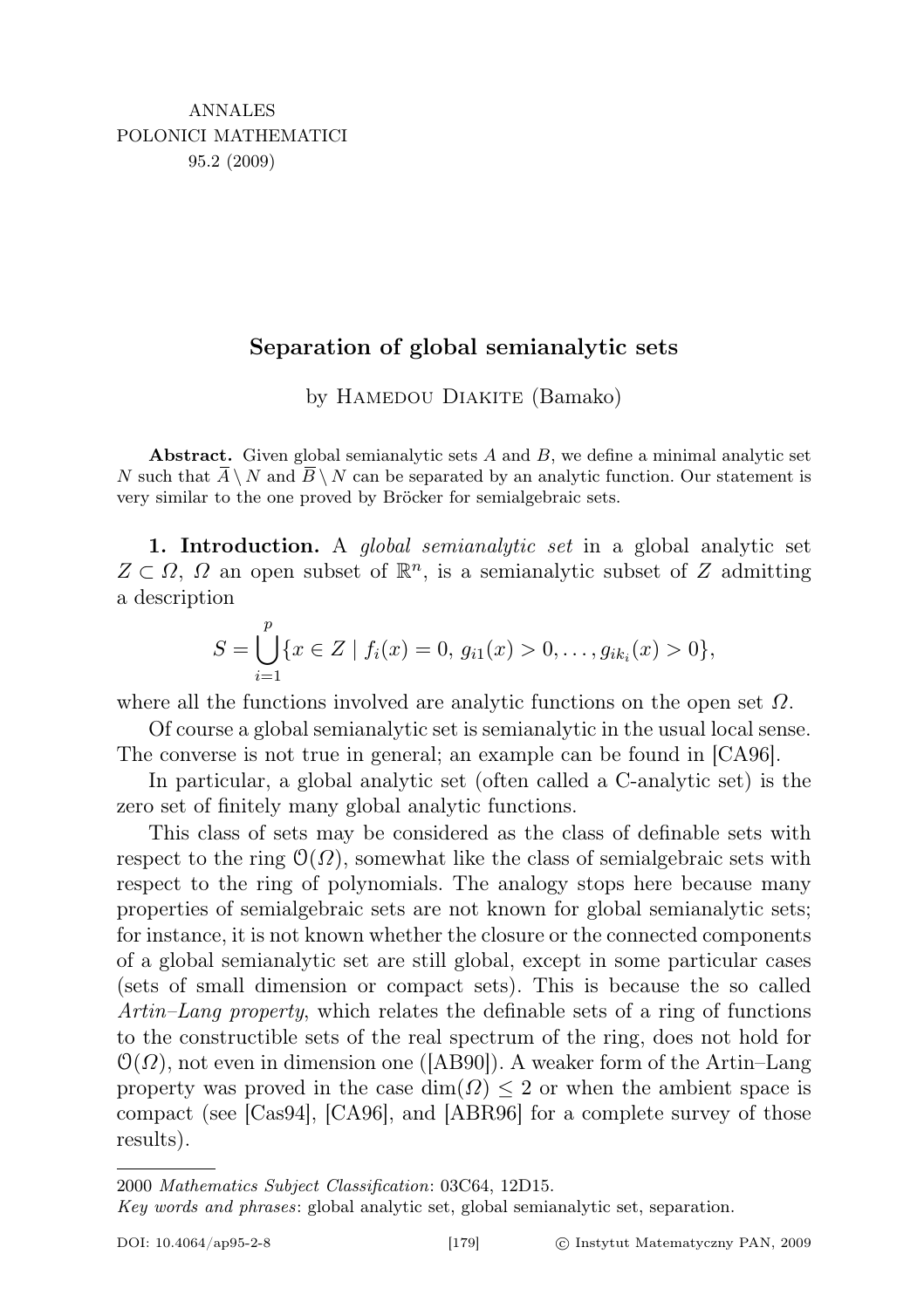# Separation of global semianalytic sets

by Hamedou Diakite (Bamako)

**Abstract.** Given global semianalytic sets $A$ and $B$, we define a minimal analytic set $N$ such that $\overline{A} \setminus N$ and $\overline{B} \setminus N$ can be separated by an analytic function. Our statement is very similar to the one proved by Bröcker for semialgebraic sets.

**1. Introduction.** A *global semianalytic set* in a global analytic set $Z \subset \Omega$, $\Omega$ an open subset of $\mathbb{R}^n$, is a semianalytic subset of $Z$ admitting a description

$$S = \bigcup_{i=1}^{p} \{x \in Z \mid f_i(x) = 0,\, g_{i1}(x) > 0, \ldots, g_{ik_i}(x) > 0\},$$

where all the functions involved are analytic functions on the open set $\Omega$.

Of course a global semianalytic set is semianalytic in the usual local sense. The converse is not true in general; an example can be found in [CA96].

In particular, a global analytic set (often called a C-analytic set) is the zero set of finitely many global analytic functions.

This class of sets may be considered as the class of definable sets with respect to the ring $\mathcal{O}(\Omega)$, somewhat like the class of semialgebraic sets with respect to the ring of polynomials. The analogy stops here because many properties of semialgebraic sets are not known for global semianalytic sets; for instance, it is not known whether the closure or the connected components of a global semianalytic set are still global, except in some particular cases (sets of small dimension or compact sets). This is because the so called *Artin–Lang property*, which relates the definable sets of a ring of functions to the constructible sets of the real spectrum of the ring, does not hold for $\mathcal{O}(\Omega)$, not even in dimension one ([AB90]). A weaker form of the Artin–Lang property was proved in the case $\dim(\Omega) \leq 2$ or when the ambient space is compact (see [Cas94], [CA96], and [ABR96] for a complete survey of those results).

2000 *Mathematics Subject Classification*: 03C64, 12D15.

*Key words and phrases*: global analytic set, global semianalytic set, separation.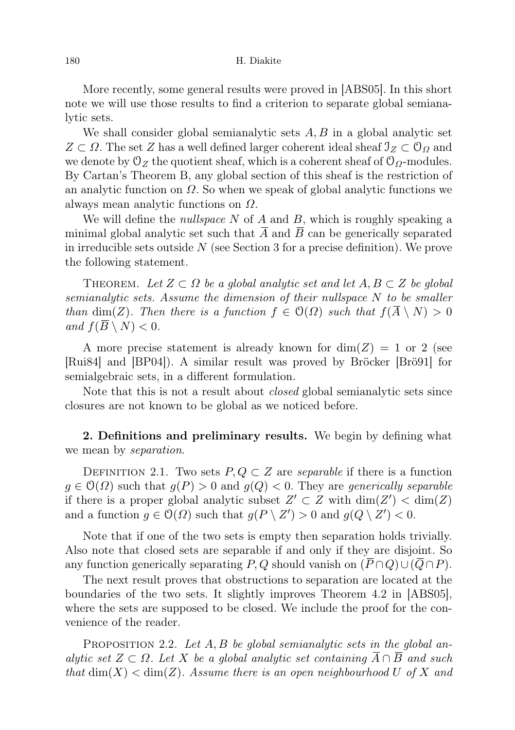More recently, some general results were proved in [ABS05]. In this short note we will use those results to find a criterion to separate global semianalytic sets.

We shall consider global semianalytic sets $A, B$ in a global analytic set $Z \subset \Omega$. The set $Z$ has a well defined larger coherent ideal sheaf $\mathcal{I}_Z \subset \mathcal{O}_\Omega$ and we denote by $\mathcal{O}_Z$ the quotient sheaf, which is a coherent sheaf of $\mathcal{O}_\Omega$-modules. By Cartan's Theorem B, any global section of this sheaf is the restriction of an analytic function on $\Omega$. So when we speak of global analytic functions we always mean analytic functions on $\Omega$.

We will define the *nullspace* $N$ of $A$ and $B$, which is roughly speaking a minimal global analytic set such that $\overline{A}$ and $\overline{B}$ can be generically separated in irreducible sets outside $N$ (see Section 3 for a precise definition). We prove the following statement.

Theorem. *Let $Z \subset \Omega$ be a global analytic set and let $A, B \subset Z$ be global semianalytic sets. Assume the dimension of their nullspace $N$ to be smaller than $\dim(Z)$. Then there is a function $f \in \mathcal{O}(\Omega)$ such that $f(\overline{A} \setminus N) > 0$ and $f(\overline{B} \setminus N) < 0$.*

A more precise statement is already known for $\dim(Z) = 1$ or $2$ (see [Rui84] and [BP04]). A similar result was proved by Bröcker [Brö91] for semialgebraic sets, in a different formulation.

Note that this is not a result about *closed* global semianalytic sets since closures are not known to be global as we noticed before.

## 2. Definitions and preliminary results.

We begin by defining what we mean by *separation.*

Definition 2.1. Two sets $P, Q \subset Z$ are *separable* if there is a function $g \in \mathcal{O}(\Omega)$ such that $g(P) > 0$ and $g(Q) < 0$. They are *generically separable* if there is a proper global analytic subset $Z' \subset Z$ with $\dim(Z') < \dim(Z)$ and a function $g \in \mathcal{O}(\Omega)$ such that $g(P \setminus Z') > 0$ and $g(Q \setminus Z') < 0$.

Note that if one of the two sets is empty then separation holds trivially. Also note that closed sets are separable if and only if they are disjoint. So any function generically separating $P, Q$ should vanish on $(\overline{P} \cap Q) \cup (\overline{Q} \cap P)$.

The next result proves that obstructions to separation are located at the boundaries of the two sets. It slightly improves Theorem 4.2 in [ABS05], where the sets are supposed to be closed. We include the proof for the convenience of the reader.

Proposition 2.2. *Let $A, B$ be global semianalytic sets in the global analytic set $Z \subset \Omega$. Let $X$ be a global analytic set containing $\overline{A} \cap \overline{B}$ and such that $\dim(X) < \dim(Z)$. Assume there is an open neighbourhood $U$ of $X$ and*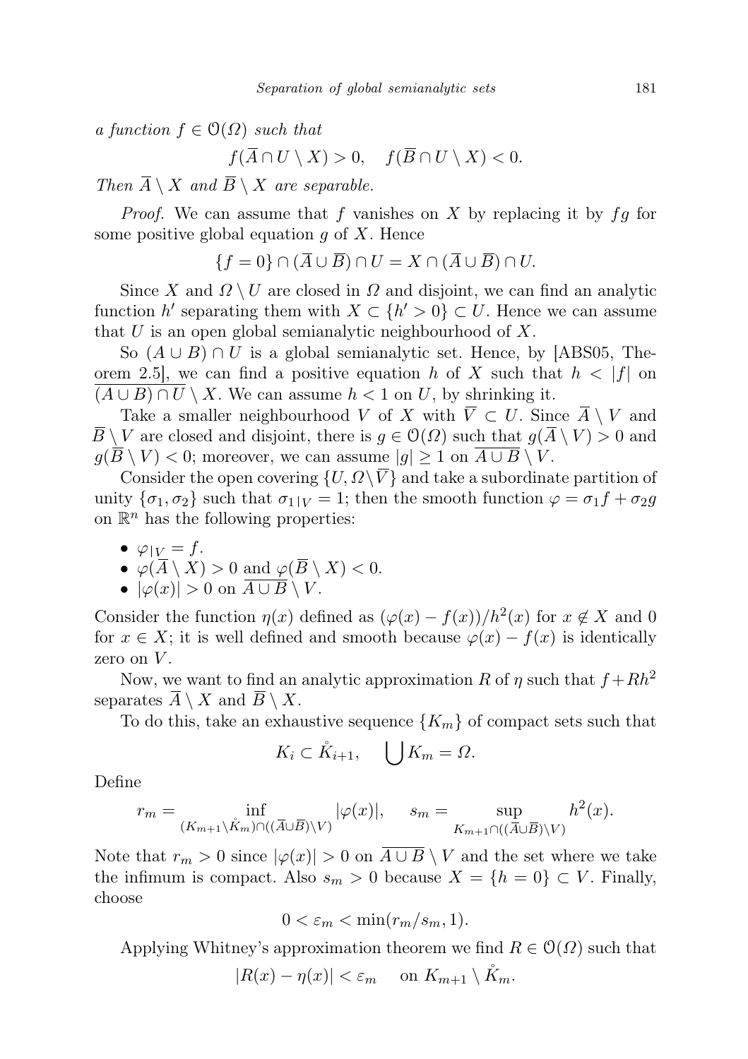*a function $f \in \mathcal{O}(\Omega)$ such that*

$$f(\overline{A} \cap U \setminus X) > 0, \quad f(\overline{B} \cap U \setminus X) < 0.$$

*Then $\overline{A} \setminus X$ and $\overline{B} \setminus X$ are separable.*

*Proof.* We can assume that $f$ vanishes on $X$ by replacing it by $fg$ for some positive global equation $g$ of $X$. Hence

$$\{f = 0\} \cap (\overline{A} \cup \overline{B}) \cap U = X \cap (\overline{A} \cup \overline{B}) \cap U.$$

Since $X$ and $\Omega \setminus U$ are closed in $\Omega$ and disjoint, we can find an analytic function $h'$ separating them with $X \subset \{h' > 0\} \subset U$. Hence we can assume that $U$ is an open global semianalytic neighbourhood of $X$.

So $(A \cup B) \cap U$ is a global semianalytic set. Hence, by [ABS05, Theorem 2.5], we can find a positive equation $h$ of $X$ such that $h < |f|$ on $\overline{(A \cup B) \cap U \setminus X}$. We can assume $h < 1$ on $U$, by shrinking it.

Take a smaller neighbourhood $V$ of $X$ with $\overline{V} \subset U$. Since $\overline{A} \setminus V$ and $\overline{B} \setminus V$ are closed and disjoint, there is $g \in \mathcal{O}(\Omega)$ such that $g(\overline{A} \setminus V) > 0$ and $g(\overline{B} \setminus V) < 0$; moreover, we can assume $|g| \geq 1$ on $\overline{A \cup B} \setminus V$.

Consider the open covering $\{U, \Omega \setminus \overline{V}\}$ and take a subordinate partition of unity $\{\sigma_1, \sigma_2\}$ such that $\sigma_{1|V} = 1$; then the smooth function $\varphi = \sigma_1 f + \sigma_2 g$ on $\mathbb{R}^n$ has the following properties:

- $\varphi_{|V} = f$.
- $\varphi(\overline{A} \setminus X) > 0$ and $\varphi(\overline{B} \setminus X) < 0$.
- $|\varphi(x)| > 0$ on $\overline{A \cup B} \setminus V$.

Consider the function $\eta(x)$ defined as $(\varphi(x) - f(x))/h^2(x)$ for $x \notin X$ and $0$ for $x \in X$; it is well defined and smooth because $\varphi(x) - f(x)$ is identically zero on $V$.

Now, we want to find an analytic approximation $R$ of $\eta$ such that $f + Rh^2$ separates $\overline{A} \setminus X$ and $\overline{B} \setminus X$.

To do this, take an exhaustive sequence $\{K_m\}$ of compact sets such that

$$K_i \subset \mathring{K}_{i+1}, \quad \bigcup K_m = \Omega.$$

Define

$$r_m = \inf_{(K_{m+1} \setminus \mathring{K}_m) \cap ((\overline{A} \cup \overline{B}) \setminus V)} |\varphi(x)|, \qquad s_m = \sup_{K_{m+1} \cap ((\overline{A} \cup \overline{B}) \setminus V)} h^2(x).$$

Note that $r_m > 0$ since $|\varphi(x)| > 0$ on $\overline{A \cup B} \setminus V$ and the set where we take the infimum is compact. Also $s_m > 0$ because $X = \{h = 0\} \subset V$. Finally, choose

$$0 < \varepsilon_m < \min(r_m/s_m, 1).$$

Applying Whitney's approximation theorem we find $R \in \mathcal{O}(\Omega)$ such that

$$|R(x) - \eta(x)| < \varepsilon_m \quad \text{ on } K_{m+1} \setminus \mathring{K}_m.$$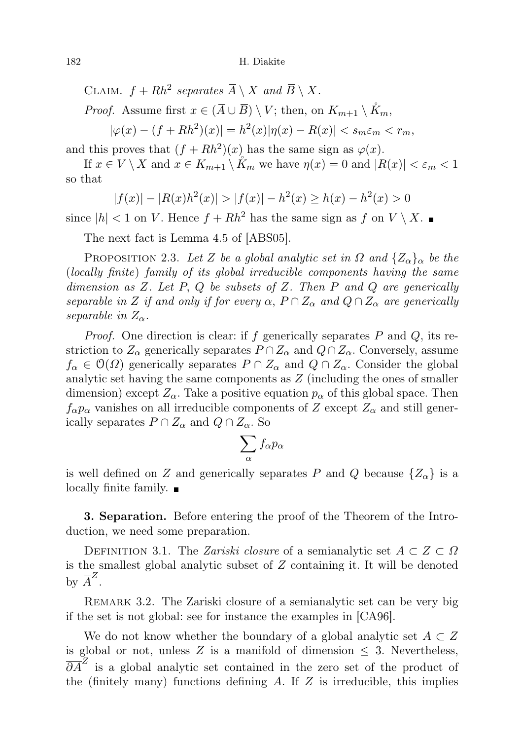Claim. *$f + Rh^2$ separates $\overline{A} \setminus X$ and $\overline{B} \setminus X$.*

*Proof.* Assume first $x \in (\overline{A} \cup \overline{B}) \setminus V$; then, on $K_{m+1} \setminus \mathring{K}_m$,

$$|\varphi(x) - (f + Rh^2)(x)| = h^2(x)|\eta(x) - R(x)| < s_m\varepsilon_m < r_m,$$

and this proves that $(f + Rh^2)(x)$ has the same sign as $\varphi(x)$.

If $x \in V \setminus X$ and $x \in K_{m+1} \setminus \mathring{K}_m$ we have $\eta(x) = 0$ and $|R(x)| < \varepsilon_m < 1$ so that

$$|f(x)| - |R(x)h^2(x)| > |f(x)| - h^2(x) \geq h(x) - h^2(x) > 0$$

since $|h| < 1$ on $V$. Hence $f + Rh^2$ has the same sign as $f$ on $V \setminus X$. ∎

The next fact is Lemma 4.5 of [ABS05].

Proposition 2.3. *Let $Z$ be a global analytic set in $\Omega$ and $\{Z_\alpha\}_\alpha$ be the (locally finite) family of its global irreducible components having the same dimension as $Z$. Let $P$, $Q$ be subsets of $Z$. Then $P$ and $Q$ are generically separable in $Z$ if and only if for every $\alpha$, $P \cap Z_\alpha$ and $Q \cap Z_\alpha$ are generically separable in $Z_\alpha$.*

*Proof.* One direction is clear: if $f$ generically separates $P$ and $Q$, its restriction to $Z_\alpha$ generically separates $P \cap Z_\alpha$ and $Q \cap Z_\alpha$. Conversely, assume $f_\alpha \in \mathcal{O}(\Omega)$ generically separates $P \cap Z_\alpha$ and $Q \cap Z_\alpha$. Consider the global analytic set having the same components as $Z$ (including the ones of smaller dimension) except $Z_\alpha$. Take a positive equation $p_\alpha$ of this global space. Then $f_\alpha p_\alpha$ vanishes on all irreducible components of $Z$ except $Z_\alpha$ and still generically separates $P \cap Z_\alpha$ and $Q \cap Z_\alpha$. So

$$\sum_\alpha f_\alpha p_\alpha$$

is well defined on $Z$ and generically separates $P$ and $Q$ because $\{Z_\alpha\}$ is a locally finite family. ∎

**3. Separation.** Before entering the proof of the Theorem of the Introduction, we need some preparation.

Definition 3.1. The *Zariski closure* of a semianalytic set $A \subset Z \subset \Omega$ is the smallest global analytic subset of $Z$ containing it. It will be denoted by $\overline{A}^Z$.

Remark 3.2. The Zariski closure of a semianalytic set can be very big if the set is not global: see for instance the examples in [CA96].

We do not know whether the boundary of a global analytic set $A \subset Z$ is global or not, unless $Z$ is a manifold of dimension $\leq 3$. Nevertheless, $\overline{\partial A}^Z$ is a global analytic set contained in the zero set of the product of the (finitely many) functions defining $A$. If $Z$ is irreducible, this implies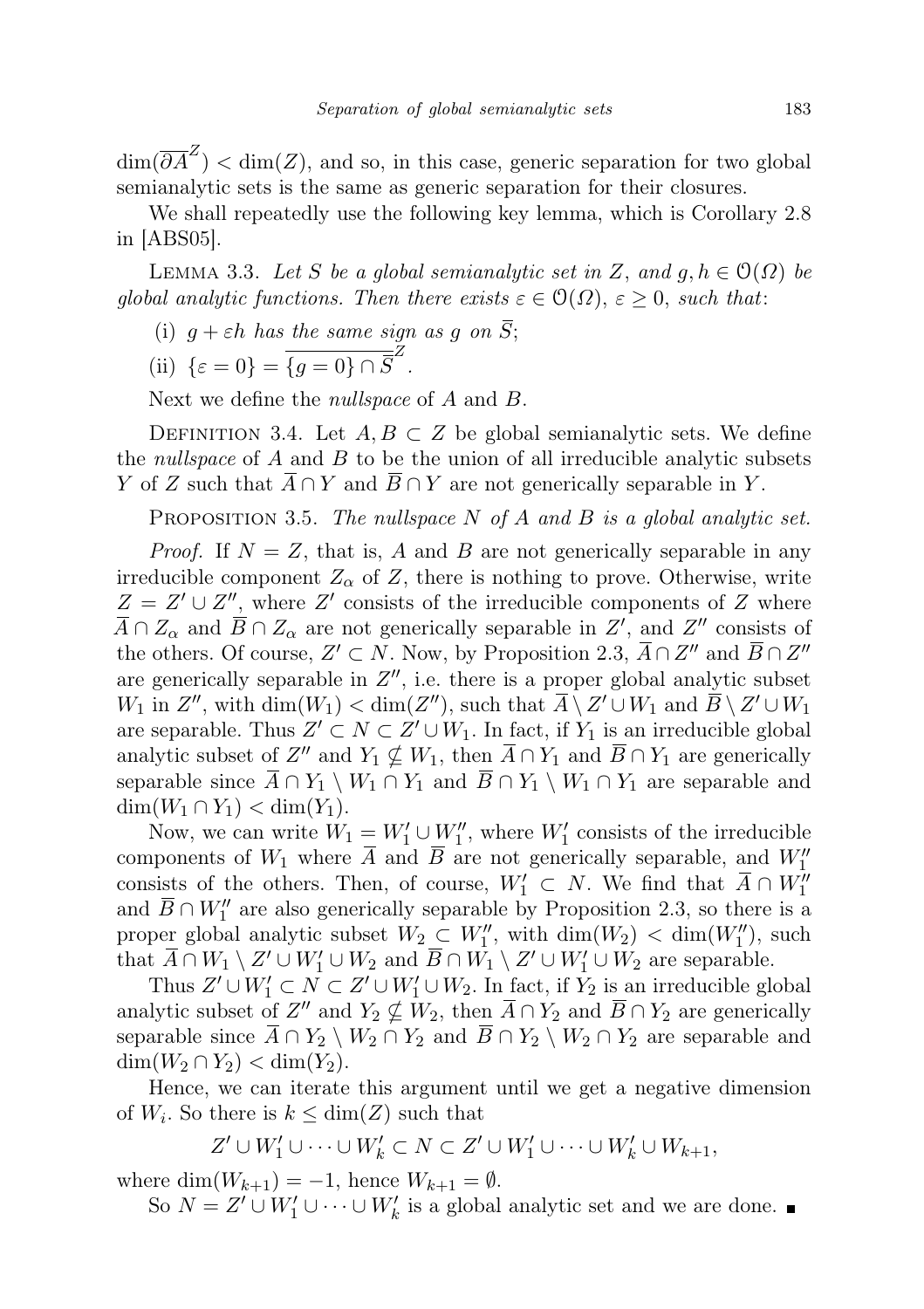$\dim(\overline{\partial A}^Z) < \dim(Z)$, and so, in this case, generic separation for two global semianalytic sets is the same as generic separation for their closures.

We shall repeatedly use the following key lemma, which is Corollary 2.8 in [ABS05].

LEMMA 3.3. *Let $S$ be a global semianalytic set in $Z$, and $g, h \in \mathcal{O}(\Omega)$ be global analytic functions. Then there exists $\varepsilon \in \mathcal{O}(\Omega)$, $\varepsilon \geq 0$, such that*:

(i) *$g + \varepsilon h$ has the same sign as $g$ on $\bar{S}$*;

(ii) *$\{\varepsilon = 0\} = \overline{\{g = 0\} \cap \bar{S}}^Z$.*

Next we define the *nullspace* of $A$ and $B$.

DEFINITION 3.4. Let $A, B \subset Z$ be global semianalytic sets. We define the *nullspace* of $A$ and $B$ to be the union of all irreducible analytic subsets $Y$ of $Z$ such that $\overline{A} \cap Y$ and $\overline{B} \cap Y$ are not generically separable in $Y$.

PROPOSITION 3.5. *The nullspace $N$ of $A$ and $B$ is a global analytic set.*

*Proof.* If $N = Z$, that is, $A$ and $B$ are not generically separable in any irreducible component $Z_\alpha$ of $Z$, there is nothing to prove. Otherwise, write $Z = Z' \cup Z''$, where $Z'$ consists of the irreducible components of $Z$ where $\overline{A} \cap Z_\alpha$ and $\overline{B} \cap Z_\alpha$ are not generically separable in $Z'$, and $Z''$ consists of the others. Of course, $Z' \subset N$. Now, by Proposition 2.3, $\overline{A} \cap Z''$ and $\overline{B} \cap Z''$ are generically separable in $Z''$, i.e. there is a proper global analytic subset $W_1$ in $Z''$, with $\dim(W_1) < \dim(Z'')$, such that $\overline{A} \setminus Z' \cup W_1$ and $\overline{B} \setminus Z' \cup W_1$ are separable. Thus $Z' \subset N \subset Z' \cup W_1$. In fact, if $Y_1$ is an irreducible global analytic subset of $Z''$ and $Y_1 \not\subseteq W_1$, then $\overline{A} \cap Y_1$ and $\overline{B} \cap Y_1$ are generically separable since $\overline{A} \cap Y_1 \setminus W_1 \cap Y_1$ and $\overline{B} \cap Y_1 \setminus W_1 \cap Y_1$ are separable and $\dim(W_1 \cap Y_1) < \dim(Y_1)$.

Now, we can write $W_1 = W_1' \cup W_1''$, where $W_1'$ consists of the irreducible components of $W_1$ where $\overline{A}$ and $\overline{B}$ are not generically separable, and $W_1''$ consists of the others. Then, of course, $W_1' \subset N$. We find that $\overline{A} \cap W_1''$ and $\overline{B} \cap W_1''$ are also generically separable by Proposition 2.3, so there is a proper global analytic subset $W_2 \subset W_1''$, with $\dim(W_2) < \dim(W_1'')$, such that $\overline{A} \cap W_1 \setminus Z' \cup W_1' \cup W_2$ and $\overline{B} \cap W_1 \setminus Z' \cup W_1' \cup W_2$ are separable.

Thus $Z' \cup W_1' \subset N \subset Z' \cup W_1' \cup W_2$. In fact, if $Y_2$ is an irreducible global analytic subset of $Z''$ and $Y_2 \not\subseteq W_2$, then $\overline{A} \cap Y_2$ and $\overline{B} \cap Y_2$ are generically separable since $\overline{A} \cap Y_2 \setminus W_2 \cap Y_2$ and $\overline{B} \cap Y_2 \setminus W_2 \cap Y_2$ are separable and $\dim(W_2 \cap Y_2) < \dim(Y_2)$.

Hence, we can iterate this argument until we get a negative dimension of $W_i$. So there is $k \leq \dim(Z)$ such that

$$Z' \cup W_1' \cup \cdots \cup W_k' \subset N \subset Z' \cup W_1' \cup \cdots \cup W_k' \cup W_{k+1},$$

where $\dim(W_{k+1}) = -1$, hence $W_{k+1} = \emptyset$.

So $N = Z' \cup W_1' \cup \cdots \cup W_k'$ is a global analytic set and we are done. ∎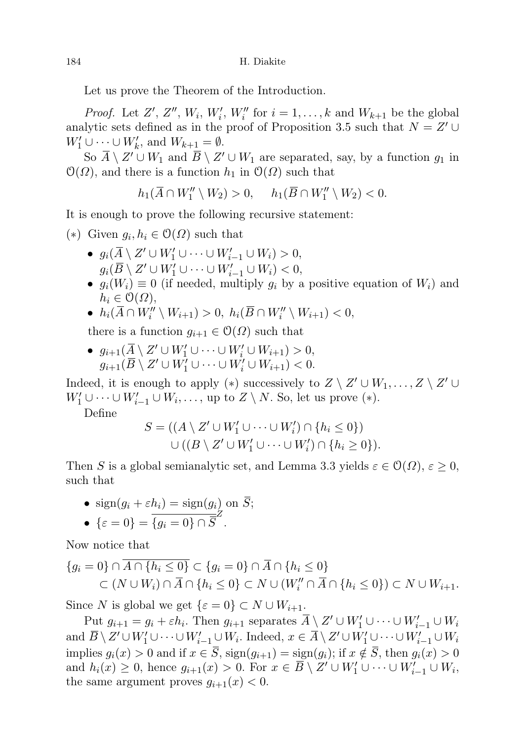Let us prove the Theorem of the Introduction.

*Proof.* Let $Z'$, $Z''$, $W_i$, $W_i'$, $W_i''$ for $i = 1, \ldots, k$ and $W_{k+1}$ be the global analytic sets defined as in the proof of Proposition 3.5 such that $N = Z' \cup W_1' \cup \cdots \cup W_k'$, and $W_{k+1} = \emptyset$.

So $\overline{A} \setminus Z' \cup W_1$ and $\overline{B} \setminus Z' \cup W_1$ are separated, say, by a function $g_1$ in $\mathcal{O}(\Omega)$, and there is a function $h_1$ in $\mathcal{O}(\Omega)$ such that

$$h_1(\overline{A} \cap W_1'' \setminus W_2) > 0, \qquad h_1(\overline{B} \cap W_1'' \setminus W_2) < 0.$$

It is enough to prove the following recursive statement:

(∗) Given $g_i, h_i \in \mathcal{O}(\Omega)$ such that

- $g_i(\overline{A} \setminus Z' \cup W_1' \cup \cdots \cup W_{i-1}' \cup W_i) > 0$,
  $g_i(\overline{B} \setminus Z' \cup W_1' \cup \cdots \cup W_{i-1}' \cup W_i) < 0$,
- $g_i(W_i) \equiv 0$ (if needed, multiply $g_i$ by a positive equation of $W_i$) and $h_i \in \mathcal{O}(\Omega)$,
- $h_i(\overline{A} \cap W_i'' \setminus W_{i+1}) > 0$, $h_i(\overline{B} \cap W_i'' \setminus W_{i+1}) < 0$,

there is a function $g_{i+1} \in \mathcal{O}(\Omega)$ such that

- $g_{i+1}(\overline{A} \setminus Z' \cup W_1' \cup \cdots \cup W_i' \cup W_{i+1}) > 0$,
  $g_{i+1}(\overline{B} \setminus Z' \cup W_1' \cup \cdots \cup W_i' \cup W_{i+1}) < 0$.

Indeed, it is enough to apply (∗) successively to $Z \setminus Z' \cup W_1, \ldots, Z \setminus Z' \cup W_1' \cup \cdots \cup W_{i-1}' \cup W_i, \ldots$, up to $Z \setminus N$. So, let us prove (∗).

Define

$$S = ((A \setminus Z' \cup W_1' \cup \cdots \cup W_i') \cap \{h_i \leq 0\}) \\ \cup ((B \setminus Z' \cup W_1' \cup \cdots \cup W_i') \cap \{h_i \geq 0\}).$$

Then $S$ is a global semianalytic set, and Lemma 3.3 yields $\varepsilon \in \mathcal{O}(\Omega)$, $\varepsilon \geq 0$, such that

- $\operatorname{sign}(g_i + \varepsilon h_i) = \operatorname{sign}(g_i)$ on $\overline{S}$;
- $\{\varepsilon = 0\} = \overline{\{g_i = 0\} \cap \overline{S}}^Z$.

Now notice that

$$\{g_i = 0\} \cap \overline{A \cap \{h_i \leq 0\}} \subset \{g_i = 0\} \cap \overline{A} \cap \{h_i \leq 0\} \\ \subset (N \cup W_i) \cap \overline{A} \cap \{h_i \leq 0\} \subset N \cup (W_i'' \cap \overline{A} \cap \{h_i \leq 0\}) \subset N \cup W_{i+1}.$$

Since $N$ is global we get $\{\varepsilon = 0\} \subset N \cup W_{i+1}$.

Put $g_{i+1} = g_i + \varepsilon h_i$. Then $g_{i+1}$ separates $\overline{A} \setminus Z' \cup W_1' \cup \cdots \cup W_{i-1}' \cup W_i$ and $\overline{B} \setminus Z' \cup W_1' \cup \cdots \cup W_{i-1}' \cup W_i$. Indeed, $x \in \overline{A} \setminus Z' \cup W_1' \cup \cdots \cup W_{i-1}' \cup W_i$ implies $g_i(x) > 0$ and if $x \in \overline{S}$, $\operatorname{sign}(g_{i+1}) = \operatorname{sign}(g_i)$; if $x \notin \overline{S}$, then $g_i(x) > 0$ and $h_i(x) \geq 0$, hence $g_{i+1}(x) > 0$. For $x \in \overline{B} \setminus Z' \cup W_1' \cup \cdots \cup W_{i-1}' \cup W_i$, the same argument proves $g_{i+1}(x) < 0$.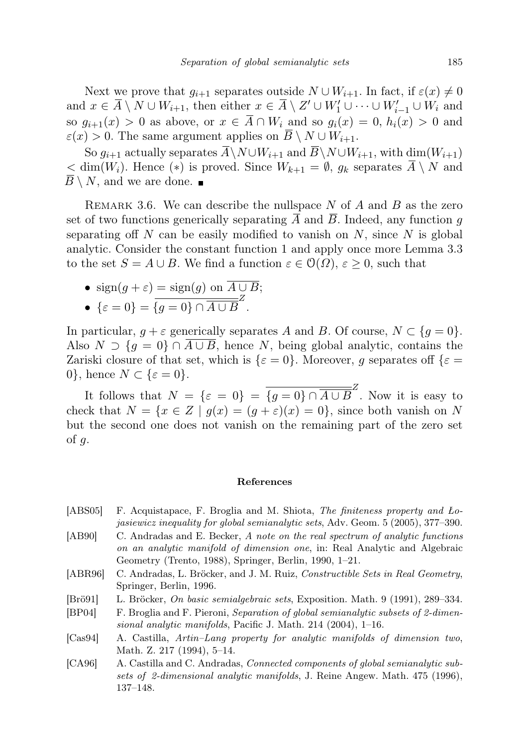Next we prove that $g_{i+1}$ separates outside $N \cup W_{i+1}$. In fact, if $\varepsilon(x) \neq 0$ and $x \in \overline{A} \setminus N \cup W_{i+1}$, then either $x \in \overline{A} \setminus Z' \cup W_1' \cup \cdots \cup W_{i-1}' \cup W_i$ and so $g_{i+1}(x) > 0$ as above, or $x \in \overline{A} \cap W_i$ and so $g_i(x) = 0$, $h_i(x) > 0$ and $\varepsilon(x) > 0$. The same argument applies on $\overline{B} \setminus N \cup W_{i+1}$.

So $g_{i+1}$ actually separates $\overline{A} \setminus N \cup W_{i+1}$ and $\overline{B} \setminus N \cup W_{i+1}$, with $\dim(W_{i+1}) < \dim(W_i)$. Hence $(*)$ is proved. Since $W_{k+1} = \emptyset$, $g_k$ separates $\overline{A} \setminus N$ and $\overline{B} \setminus N$, and we are done. ∎

Remark 3.6. We can describe the nullspace $N$ of $A$ and $B$ as the zero set of two functions generically separating $\overline{A}$ and $\overline{B}$. Indeed, any function $g$ separating off $N$ can be easily modified to vanish on $N$, since $N$ is global analytic. Consider the constant function 1 and apply once more Lemma 3.3 to the set $S = A \cup B$. We find a function $\varepsilon \in \mathcal{O}(\Omega)$, $\varepsilon \geq 0$, such that

- $\operatorname{sign}(g + \varepsilon) = \operatorname{sign}(g)$ on $\overline{A \cup B}$;
- $\{\varepsilon = 0\} = \overline{\{g = 0\} \cap \overline{A \cup B}}^{Z}$.

In particular, $g + \varepsilon$ generically separates $A$ and $B$. Of course, $N \subset \{g = 0\}$. Also $N \supset \{g = 0\} \cap \overline{A \cup B}$, hence $N$, being global analytic, contains the Zariski closure of that set, which is $\{\varepsilon = 0\}$. Moreover, $g$ separates off $\{\varepsilon = 0\}$, hence $N \subset \{\varepsilon = 0\}$.

It follows that $N = \{\varepsilon = 0\} = \overline{\{g = 0\} \cap \overline{A \cup B}}^{Z}$. Now it is easy to check that $N = \{x \in Z \mid g(x) = (g + \varepsilon)(x) = 0\}$, since both vanish on $N$ but the second one does not vanish on the remaining part of the zero set of $g$.

## References

[ABS05] F. Acquistapace, F. Broglia and M. Shiota, *The finiteness property and Łojasiewicz inequality for global semianalytic sets*, Adv. Geom. 5 (2005), 377–390.

[AB90] C. Andradas and E. Becker, *A note on the real spectrum of analytic functions on an analytic manifold of dimension one*, in: Real Analytic and Algebraic Geometry (Trento, 1988), Springer, Berlin, 1990, 1–21.

[ABR96] C. Andradas, L. Bröcker, and J. M. Ruiz, *Constructible Sets in Real Geometry*, Springer, Berlin, 1996.

[Brö91] L. Bröcker, *On basic semialgebraic sets*, Exposition. Math. 9 (1991), 289–334.

[BP04] F. Broglia and F. Pieroni, *Separation of global semianalytic subsets of 2-dimensional analytic manifolds*, Pacific J. Math. 214 (2004), 1–16.

[Cas94] A. Castilla, *Artin–Lang property for analytic manifolds of dimension two*, Math. Z. 217 (1994), 5–14.

[CA96] A. Castilla and C. Andradas, *Connected components of global semianalytic subsets of 2-dimensional analytic manifolds*, J. Reine Angew. Math. 475 (1996), 137–148.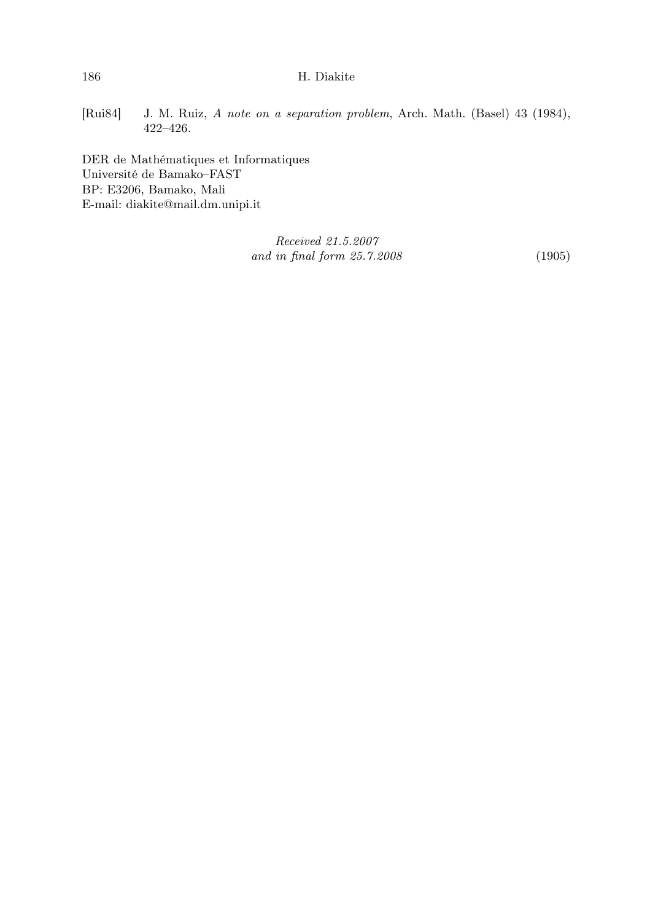[Rui84] J. M. Ruiz, *A note on a separation problem*, Arch. Math. (Basel) 43 (1984), 422–426.

DER de Mathématiques et Informatiques
Université de Bamako–FAST
BP: E3206, Bamako, Mali
E-mail: diakite@mail.dm.unipi.it

*Received 21.5.2007*
*and in final form 25.7.2008* (1905)